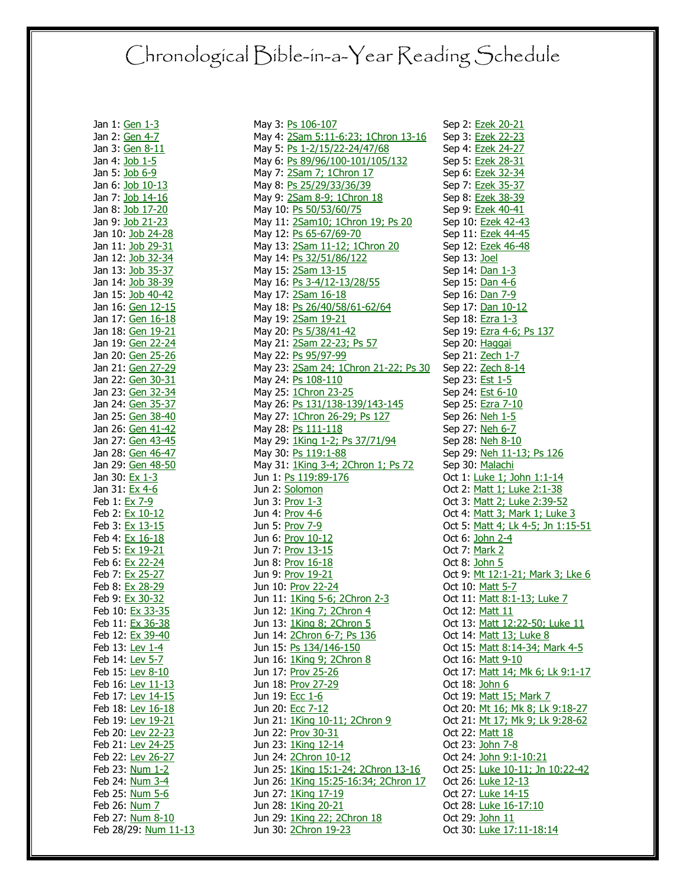# Chronological Bible-in-a-Year Reading Schedule

Jan 1: Gen 1-3
Jan 2: Gen 4-7
Jan 3: Gen 8-11
Jan 4: Job 1-5
Jan 5: Job 6-9
Jan 6: Job 10-13
Jan 7: Job 14-16
Jan 8: Job 17-20
Jan 9: Job 21-23
Jan 10: Job 24-28
Jan 11: Job 29-31
Jan 12: Job 32-34
Jan 13: Job 35-37
Jan 14: Job 38-39
Jan 15: Job 40-42
Jan 16: Gen 12-15
Jan 17: Gen 16-18
Jan 18: Gen 19-21
Jan 19: Gen 22-24
Jan 20: Gen 25-26
Jan 21: Gen 27-29
Jan 22: Gen 30-31
Jan 23: Gen 32-34
Jan 24: Gen 35-37
Jan 25: Gen 38-40
Jan 26: Gen 41-42
Jan 27: Gen 43-45
Jan 28: Gen 46-47
Jan 29: Gen 48-50
Jan 30: Ex 1-3
Jan 31: Ex 4-6
Feb 1: Ex 7-9
Feb 2: Ex 10-12
Feb 3: Ex 13-15
Feb 4: Ex 16-18
Feb 5: Ex 19-21
Feb 6: Ex 22-24
Feb 7: Ex 25-27
Feb 8: Ex 28-29
Feb 9: Ex 30-32
Feb 10: Ex 33-35
Feb 11: Ex 36-38
Feb 12: Ex 39-40
Feb 13: Lev 1-4
Feb 14: Lev 5-7
Feb 15: Lev 8-10
Feb 16: Lev 11-13
Feb 17: Lev 14-15
Feb 18: Lev 16-18
Feb 19: Lev 19-21
Feb 20: Lev 22-23
Feb 21: Lev 24-25
Feb 22: Lev 26-27
Feb 23: Num 1-2
Feb 24: Num 3-4
Feb 25: Num 5-6
Feb 26: Num 7
Feb 27: Num 8-10
Feb 28/29: Num 11-13

May 3: Ps 106-107
May 4: 2Sam 5:11-6:23; 1Chron 13-16
May 5: Ps 1-2/15/22-24/47/68
May 6: Ps 89/96/100-101/105/132
May 7: 2Sam 7; 1Chron 17
May 8: Ps 25/29/33/36/39
May 9: 2Sam 8-9; 1Chron 18
May 10: Ps 50/53/60/75
May 11: 2Sam10; 1Chron 19; Ps 20
May 12: Ps 65-67/69-70
May 13: 2Sam 11-12; 1Chron 20
May 14: Ps 32/51/86/122
May 15: 2Sam 13-15
May 16: Ps 3-4/12-13/28/55
May 17: 2Sam 16-18
May 18: Ps 26/40/58/61-62/64
May 19: 2Sam 19-21
May 20: Ps 5/38/41-42
May 21: 2Sam 22-23; Ps 57
May 22: Ps 95/97-99
May 23: 2Sam 24; 1Chron 21-22; Ps 30
May 24: Ps 108-110
May 25: 1Chron 23-25
May 26: Ps 131/138-139/143-145
May 27: 1Chron 26-29; Ps 127
May 28: Ps 111-118
May 29: 1King 1-2; Ps 37/71/94
May 30: Ps 119:1-88
May 31: 1King 3-4; 2Chron 1; Ps 72
Jun 1: Ps 119:89-176
Jun 2: Solomon
Jun 3: Prov 1-3
Jun 4: Prov 4-6
Jun 5: Prov 7-9
Jun 6: Prov 10-12
Jun 7: Prov 13-15
Jun 8: Prov 16-18
Jun 9: Prov 19-21
Jun 10: Prov 22-24
Jun 11: 1King 5-6; 2Chron 2-3
Jun 12: 1King 7; 2Chron 4
Jun 13: 1King 8; 2Chron 5
Jun 14: 2Chron 6-7; Ps 136
Jun 15: Ps 134/146-150
Jun 16: 1King 9; 2Chron 8
Jun 17: Prov 25-26
Jun 18: Prov 27-29
Jun 19: Ecc 1-6
Jun 20: Ecc 7-12
Jun 21: 1King 10-11; 2Chron 9
Jun 22: Prov 30-31
Jun 23: 1King 12-14
Jun 24: 2Chron 10-12
Jun 25: 1King 15:1-24; 2Chron 13-16
Jun 26: 1King 15:25-16:34; 2Chron 17
Jun 27: 1King 17-19
Jun 28: 1King 20-21
Jun 29: 1King 22; 2Chron 18
Jun 30: 2Chron 19-23

Sep 2: Ezek 20-21
Sep 3: Ezek 22-23
Sep 4: Ezek 24-27
Sep 5: Ezek 28-31
Sep 6: Ezek 32-34
Sep 7: Ezek 35-37
Sep 8: Ezek 38-39
Sep 9: Ezek 40-41
Sep 10: Ezek 42-43
Sep 11: Ezek 44-45
Sep 12: Ezek 46-48
Sep 13: Joel
Sep 14: Dan 1-3
Sep 15: Dan 4-6
Sep 16: Dan 7-9
Sep 17: Dan 10-12
Sep 18: Ezra 1-3
Sep 19: Ezra 4-6; Ps 137
Sep 20: Haggai
Sep 21: Zech 1-7
Sep 22: Zech 8-14
Sep 23: Est 1-5
Sep 24: Est 6-10
Sep 25: Ezra 7-10
Sep 26: Neh 1-5
Sep 27: Neh 6-7
Sep 28: Neh 8-10
Sep 29: Neh 11-13; Ps 126
Sep 30: Malachi
Oct 1: Luke 1; John 1:1-14
Oct 2: Matt 1; Luke 2:1-38
Oct 3: Matt 2; Luke 2:39-52
Oct 4: Matt 3; Mark 1; Luke 3
Oct 5: Matt 4; Lk 4-5; Jn 1:15-51
Oct 6: John 2-4
Oct 7: Mark 2
Oct 8: John 5
Oct 9: Mt 12:1-21; Mark 3; Lke 6
Oct 10: Matt 5-7
Oct 11: Matt 8:1-13; Luke 7
Oct 12: Matt 11
Oct 13: Matt 12:22-50; Luke 11
Oct 14: Matt 13; Luke 8
Oct 15: Matt 8:14-34; Mark 4-5
Oct 16: Matt 9-10
Oct 17: Matt 14; Mk 6; Lk 9:1-17
Oct 18: John 6
Oct 19: Matt 15; Mark 7
Oct 20: Mt 16; Mk 8; Lk 9:18-27
Oct 21: Mt 17; Mk 9; Lk 9:28-62
Oct 22: Matt 18
Oct 23: John 7-8
Oct 24: John 9:1-10:21
Oct 25: Luke 10-11; Jn 10:22-42
Oct 26: Luke 12-13
Oct 27: Luke 14-15
Oct 28: Luke 16-17:10
Oct 29: John 11
Oct 30: Luke 17:11-18:14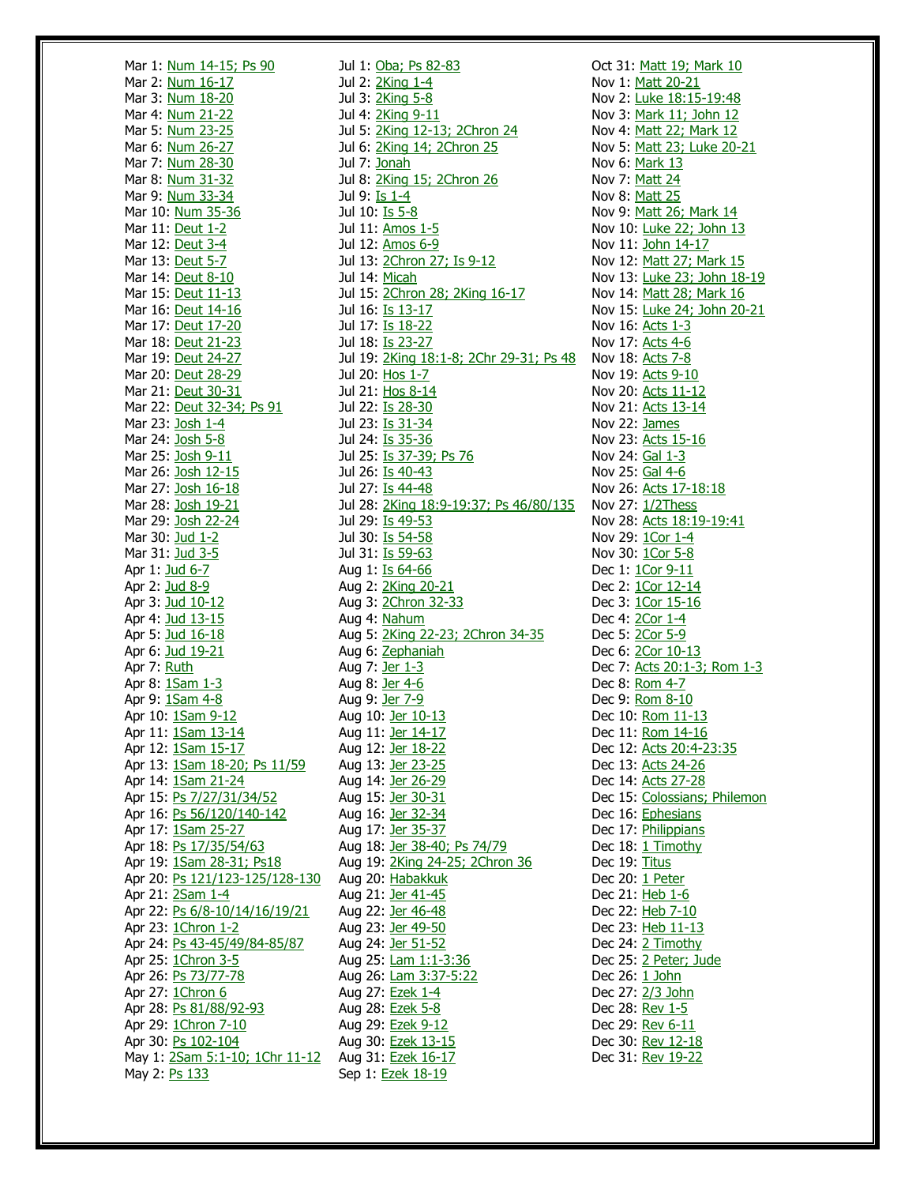Mar 1: Num 14-15; Ps 90
Mar 2: Num 16-17
Mar 3: Num 18-20
Mar 4: Num 21-22
Mar 5: Num 23-25
Mar 6: Num 26-27
Mar 7: Num 28-30
Mar 8: Num 31-32
Mar 9: Num 33-34
Mar 10: Num 35-36
Mar 11: Deut 1-2
Mar 12: Deut 3-4
Mar 13: Deut 5-7
Mar 14: Deut 8-10
Mar 15: Deut 11-13
Mar 16: Deut 14-16
Mar 17: Deut 17-20
Mar 18: Deut 21-23
Mar 19: Deut 24-27
Mar 20: Deut 28-29
Mar 21: Deut 30-31
Mar 22: Deut 32-34; Ps 91
Mar 23: Josh 1-4
Mar 24: Josh 5-8
Mar 25: Josh 9-11
Mar 26: Josh 12-15
Mar 27: Josh 16-18
Mar 28: Josh 19-21
Mar 29: Josh 22-24
Mar 30: Jud 1-2
Mar 31: Jud 3-5
Apr 1: Jud 6-7
Apr 2: Jud 8-9
Apr 3: Jud 10-12
Apr 4: Jud 13-15
Apr 5: Jud 16-18
Apr 6: Jud 19-21
Apr 7: Ruth
Apr 8: 1Sam 1-3
Apr 9: 1Sam 4-8
Apr 10: 1Sam 9-12
Apr 11: 1Sam 13-14
Apr 12: 1Sam 15-17
Apr 13: 1Sam 18-20; Ps 11/59
Apr 14: 1Sam 21-24
Apr 15: Ps 7/27/31/34/52
Apr 16: Ps 56/120/140-142
Apr 17: 1Sam 25-27
Apr 18: Ps 17/35/54/63
Apr 19: 1Sam 28-31; Ps18
Apr 20: Ps 121/123-125/128-130
Apr 21: 2Sam 1-4
Apr 22: Ps 6/8-10/14/16/19/21
Apr 23: 1Chron 1-2
Apr 24: Ps 43-45/49/84-85/87
Apr 25: 1Chron 3-5
Apr 26: Ps 73/77-78
Apr 27: 1Chron 6
Apr 28: Ps 81/88/92-93
Apr 29: 1Chron 7-10
Apr 30: Ps 102-104
May 1: 2Sam 5:1-10; 1Chr 11-12
May 2: Ps 133

Jul 1: Oba; Ps 82-83
Jul 2: 2King 1-4
Jul 3: 2King 5-8
Jul 4: 2King 9-11
Jul 5: 2King 12-13; 2Chron 24
Jul 6: 2King 14; 2Chron 25
Jul 7: Jonah
Jul 8: 2King 15; 2Chron 26
Jul 9: Is 1-4
Jul 10: Is 5-8
Jul 11: Amos 1-5
Jul 12: Amos 6-9
Jul 13: 2Chron 27; Is 9-12
Jul 14: Micah
Jul 15: 2Chron 28; 2King 16-17
Jul 16: Is 13-17
Jul 17: Is 18-22
Jul 18: Is 23-27
Jul 19: 2King 18:1-8; 2Chr 29-31; Ps 48
Jul 20: Hos 1-7
Jul 21: Hos 8-14
Jul 22: Is 28-30
Jul 23: Is 31-34
Jul 24: Is 35-36
Jul 25: Is 37-39; Ps 76
Jul 26: Is 40-43
Jul 27: Is 44-48
Jul 28: 2King 18:9-19:37; Ps 46/80/135
Jul 29: Is 49-53
Jul 30: Is 54-58
Jul 31: Is 59-63
Aug 1: Is 64-66
Aug 2: 2King 20-21
Aug 3: 2Chron 32-33
Aug 4: Nahum
Aug 5: 2King 22-23; 2Chron 34-35
Aug 6: Zephaniah
Aug 7: Jer 1-3
Aug 8: Jer 4-6
Aug 9: Jer 7-9
Aug 10: Jer 10-13
Aug 11: Jer 14-17
Aug 12: Jer 18-22
Aug 13: Jer 23-25
Aug 14: Jer 26-29
Aug 15: Jer 30-31
Aug 16: Jer 32-34
Aug 17: Jer 35-37
Aug 18: Jer 38-40; Ps 74/79
Aug 19: 2King 24-25; 2Chron 36
Aug 20: Habakkuk
Aug 21: Jer 41-45
Aug 22: Jer 46-48
Aug 23: Jer 49-50
Aug 24: Jer 51-52
Aug 25: Lam 1:1-3:36
Aug 26: Lam 3:37-5:22
Aug 27: Ezek 1-4
Aug 28: Ezek 5-8
Aug 29: Ezek 9-12
Aug 30: Ezek 13-15
Aug 31: Ezek 16-17
Sep 1: Ezek 18-19

Oct 31: Matt 19; Mark 10
Nov 1: Matt 20-21
Nov 2: Luke 18:15-19:48
Nov 3: Mark 11; John 12
Nov 4: Matt 22; Mark 12
Nov 5: Matt 23; Luke 20-21
Nov 6: Mark 13
Nov 7: Matt 24
Nov 8: Matt 25
Nov 9: Matt 26; Mark 14
Nov 10: Luke 22; John 13
Nov 11: John 14-17
Nov 12: Matt 27; Mark 15
Nov 13: Luke 23; John 18-19
Nov 14: Matt 28; Mark 16
Nov 15: Luke 24; John 20-21
Nov 16: Acts 1-3
Nov 17: Acts 4-6
Nov 18: Acts 7-8
Nov 19: Acts 9-10
Nov 20: Acts 11-12
Nov 21: Acts 13-14
Nov 22: James
Nov 23: Acts 15-16
Nov 24: Gal 1-3
Nov 25: Gal 4-6
Nov 26: Acts 17-18:18
Nov 27: 1/2Thess
Nov 28: Acts 18:19-19:41
Nov 29: 1Cor 1-4
Nov 30: 1Cor 5-8
Dec 1: 1Cor 9-11
Dec 2: 1Cor 12-14
Dec 3: 1Cor 15-16
Dec 4: 2Cor 1-4
Dec 5: 2Cor 5-9
Dec 6: 2Cor 10-13
Dec 7: Acts 20:1-3; Rom 1-3
Dec 8: Rom 4-7
Dec 9: Rom 8-10
Dec 10: Rom 11-13
Dec 11: Rom 14-16
Dec 12: Acts 20:4-23:35
Dec 13: Acts 24-26
Dec 14: Acts 27-28
Dec 15: Colossians; Philemon
Dec 16: Ephesians
Dec 17: Philippians
Dec 18: 1 Timothy
Dec 19: Titus
Dec 20: 1 Peter
Dec 21: Heb 1-6
Dec 22: Heb 7-10
Dec 23: Heb 11-13
Dec 24: 2 Timothy
Dec 25: 2 Peter; Jude
Dec 26: 1 John
Dec 27: 2/3 John
Dec 28: Rev 1-5
Dec 29: Rev 6-11
Dec 30: Rev 12-18
Dec 31: Rev 19-22